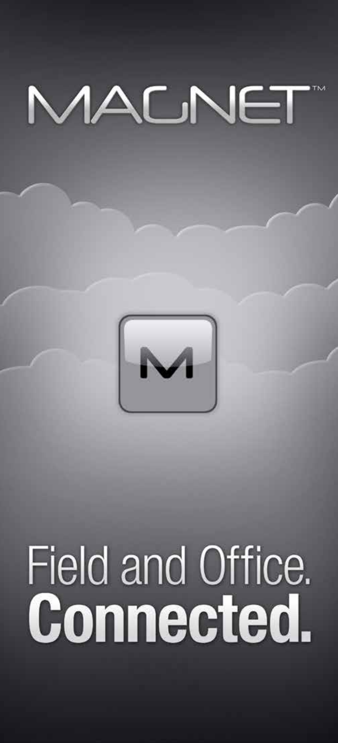# MAGNET™

M

Field and Office.
**Connected.**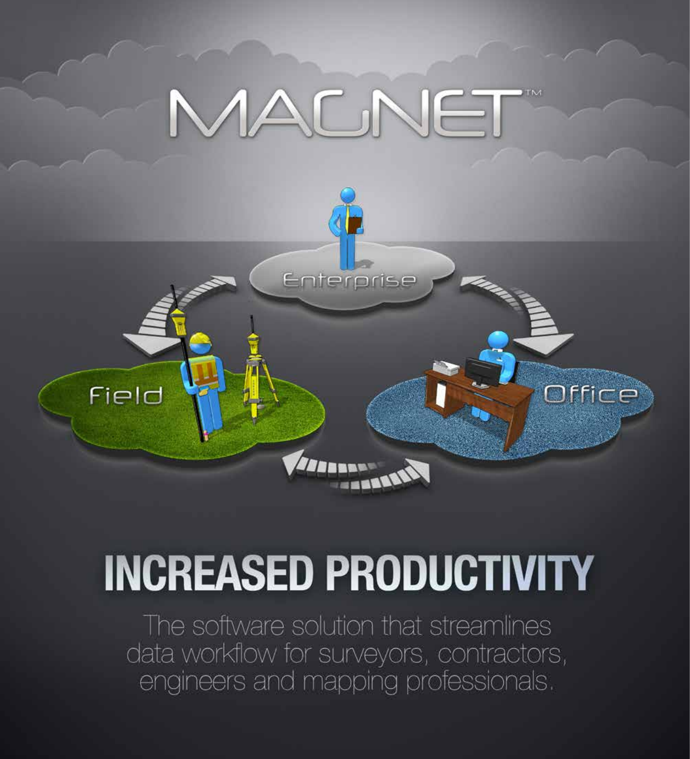# MAGNET™

Enterprise

Field

Office

## INCREASED PRODUCTIVITY

The software solution that streamlines data workflow for surveyors, contractors, engineers and mapping professionals.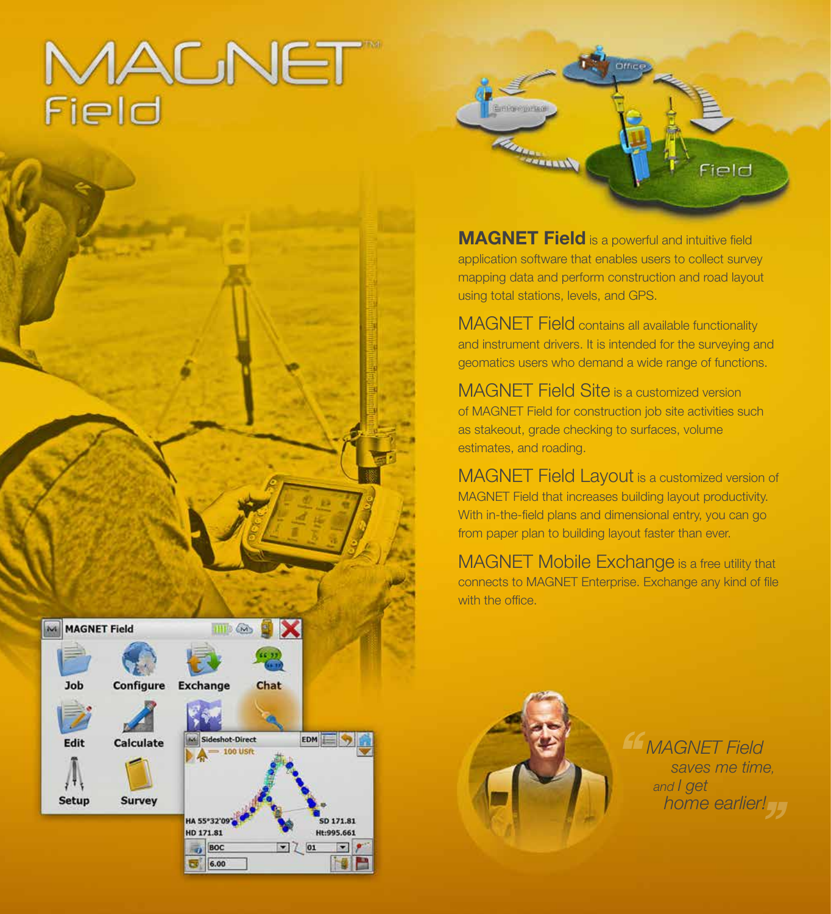# MAGNET™ Field

**MAGNET Field** is a powerful and intuitive field application software that enables users to collect survey mapping data and perform construction and road layout using total stations, levels, and GPS.

MAGNET Field contains all available functionality and instrument drivers. It is intended for the surveying and geomatics users who demand a wide range of functions.

MAGNET Field Site is a customized version of MAGNET Field for construction job site activities such as stakeout, grade checking to surfaces, volume estimates, and roading.

MAGNET Field Layout is a customized version of MAGNET Field that increases building layout productivity. With in-the-field plans and dimensional entry, you can go from paper plan to building layout faster than ever.

MAGNET Mobile Exchange is a free utility that connects to MAGNET Enterprise. Exchange any kind of file with the office.

*"MAGNET Field saves me time, and I get home earlier!"*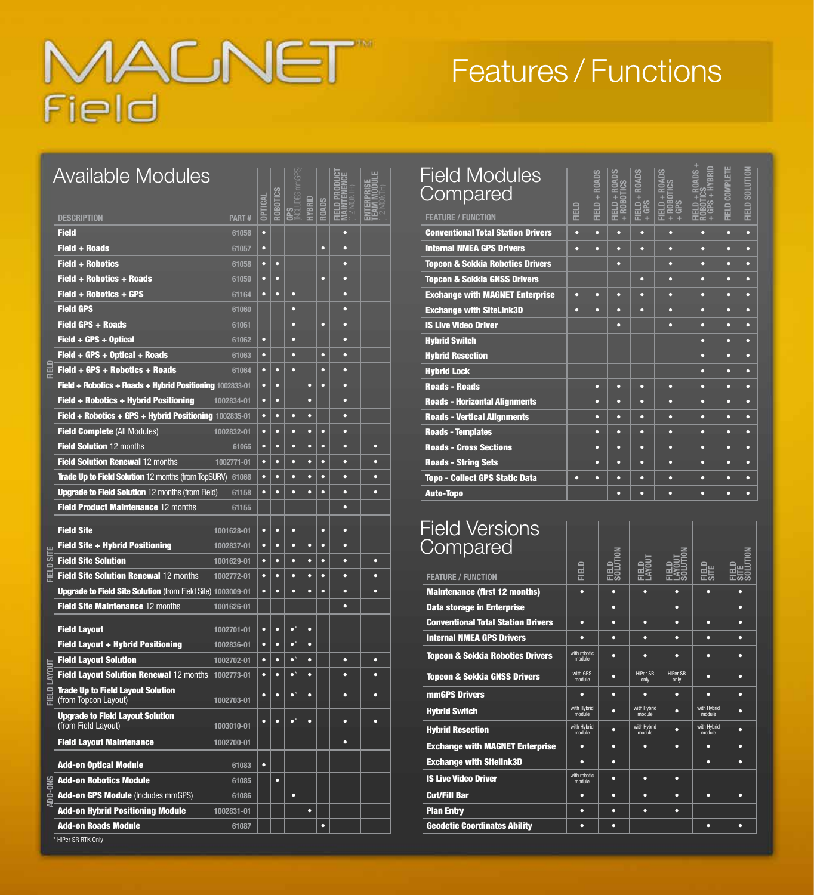# MAGNET™ Field

## Features / Functions

### Available Modules

| | DESCRIPTION | PART # | OPTICAL | ROBOTICS | GPS (INCLUDES mmGPS) | HYBRID | ROADS | FIELD PRODUCT MAINTENENCE (12 MONTH) | ENTERPRISE TEAM MODULE (12 MONTH) |
|---|---|---|---|---|---|---|---|---|---|
| FIELD | **Field** | 61056 | • | | | | | • | |
| | **Field + Roads** | 61057 | • | | | | • | • | |
| | **Field + Robotics** | 61058 | • | • | | | | • | |
| | **Field + Robotics + Roads** | 61059 | • | • | | | • | • | |
| | **Field + Robotics + GPS** | 61164 | • | • | • | | | • | |
| | **Field GPS** | 61060 | | | • | | | • | |
| | **Field GPS + Roads** | 61061 | | | • | | • | • | |
| | **Field + GPS + Optical** | 61062 | • | | • | | | • | |
| | **Field + GPS + Optical + Roads** | 61063 | • | | • | | • | • | |
| | **Field + GPS + Robotics + Roads** | 61064 | • | • | • | | • | • | |
| | **Field + Robotics + Roads + Hybrid Positioning** | 1002833-01 | • | • | | • | • | • | |
| | **Field + Robotics + Hybrid Positioning** | 1002834-01 | • | • | | • | | • | |
| | **Field + Robotics + GPS + Hybrid Positioning** | 1002835-01 | • | • | • | • | | • | |
| | **Field Complete** (All Modules) | 1002832-01 | • | • | • | • | • | • | |
| | **Field Solution** 12 months | 61065 | • | • | • | • | • | • | • |
| | **Field Solution Renewal** 12 months | 1002771-01 | • | • | • | • | • | • | • |
| | **Trade Up to Field Solution** 12 months (from TopSURV) | 61066 | • | • | • | • | • | • | • |
| | **Upgrade to Field Solution** 12 months (from Field) | 61158 | • | • | • | • | • | • | • |
| | **Field Product Maintenance** 12 months | 61155 | | | | | | • | |
| FIELD SITE | **Field Site** | 1001628-01 | • | • | • | | • | • | |
| | **Field Site + Hybrid Positioning** | 1002837-01 | • | • | • | • | • | • | |
| | **Field Site Solution** | 1001629-01 | • | • | • | • | • | • | • |
| | **Field Site Solution Renewal** 12 months | 1002772-01 | • | • | • | • | • | • | • |
| | **Upgrade to Field Site Solution** (from Field Site) | 1003009-01 | • | • | • | • | • | • | • |
| | **Field Site Maintenance** 12 months | 1001626-01 | | | | | | • | |
| FIELD LAYOUT | **Field Layout** | 1002701-01 | • | • | •* | • | | | |
| | **Field Layout + Hybrid Positioning** | 1002836-01 | • | • | •* | • | | | |
| | **Field Layout Solution** | 1002702-01 | • | • | •* | • | | • | • |
| | **Field Layout Solution Renewal** 12 months | 1002773-01 | • | • | •* | • | | • | • |
| | **Trade Up to Field Layout Solution** (from Topcon Layout) | 1002703-01 | • | • | •* | • | | • | • |
| | **Upgrade to Field Layout Solution** (from Field Layout) | 1003010-01 | • | • | •* | • | | • | • |
| | **Field Layout Maintenance** | 1002700-01 | | | | | | • | |
| ADD-ONS | **Add-on Optical Module** | 61083 | • | | | | | | |
| | **Add-on Robotics Module** | 61085 | | • | | | | | |
| | **Add-on GPS Module** (Includes mmGPS) | 61086 | | | • | | | | |
| | **Add-on Hybrid Positioning Module** | 1002831-01 | | | | • | | | |
| | **Add-on Roads Module** | 61087 | | | | | • | | |

* HiPer SR RTK Only

### Field Modules Compared

| FEATURE / FUNCTION | FIELD | FIELD + ROADS | FIELD + ROADS + ROBOTICS | FIELD + ROADS + GPS | FIELD + ROADS + ROBOTICS + GPS | FIELD + ROADS + ROBOTICS + GPS + HYBRID | FIELD COMPLETE | FIELD SOLUTION |
|---|---|---|---|---|---|---|---|---|
| **Conventional Total Station Drivers** | • | • | • | • | • | • | • | • |
| **Internal NMEA GPS Drivers** | • | • | • | • | • | • | • | • |
| **Topcon & Sokkia Robotics Drivers** | | | • | | • | • | • | • |
| **Topcon & Sokkia GNSS Drivers** | | | | • | • | • | • | • |
| **Exchange with MAGNET Enterprise** | • | • | • | • | • | • | • | • |
| **Exchange with SiteLink3D** | • | • | • | • | • | • | • | • |
| **IS Live Video Driver** | | | • | | • | • | • | • |
| **Hybrid Switch** | | | | | | • | • | • |
| **Hybrid Resection** | | | | | | • | • | • |
| **Hybrid Lock** | | | | | | • | • | • |
| **Roads - Roads** | | • | • | • | • | • | • | • |
| **Roads - Horizontal Alignments** | | • | • | • | • | • | • | • |
| **Roads - Vertical Alignments** | | • | • | • | • | • | • | • |
| **Roads - Templates** | | • | • | • | • | • | • | • |
| **Roads - Cross Sections** | | • | • | • | • | • | • | • |
| **Roads - String Sets** | | • | • | • | • | • | • | • |
| **Topo - Collect GPS Static Data** | • | • | • | • | • | • | • | • |
| **Auto-Topo** | | | • | • | • | • | • | • |

### Field Versions Compared

| FEATURE / FUNCTION | FIELD | FIELD SOLUTION | FIELD LAYOUT | FIELD LAYOUT SOLUTION | FIELD SITE | FIELD SITE SOLUTION |
|---|---|---|---|---|---|---|
| **Maintenance (first 12 months)** | • | • | • | • | • | • |
| **Data storage in Enterprise** | | • | | • | | • |
| **Conventional Total Station Drivers** | • | • | • | • | • | • |
| **Internal NMEA GPS Drivers** | • | • | • | • | • | • |
| **Topcon & Sokkia Robotics Drivers** | with robotic module | • | • | • | • | • |
| **Topcon & Sokkia GNSS Drivers** | with GPS module | • | HiPer SR only | HiPer SR only | • | • |
| **mmGPS Drivers** | • | • | • | • | • | • |
| **Hybrid Switch** | with Hybrid module | • | with Hybrid module | • | with Hybrid module | • |
| **Hybrid Resection** | with Hybrid module | • | with Hybrid module | • | with Hybrid module | • |
| **Exchange with MAGNET Enterprise** | • | • | • | • | • | • |
| **Exchange with Sitelink3D** | • | • | | | • | • |
| **IS Live Video Driver** | with robotic module | • | • | • | | |
| **Cut/Fill Bar** | • | • | • | • | • | • |
| **Plan Entry** | • | • | • | • | | |
| **Geodetic Coordinates Ability** | • | • | | | • | • |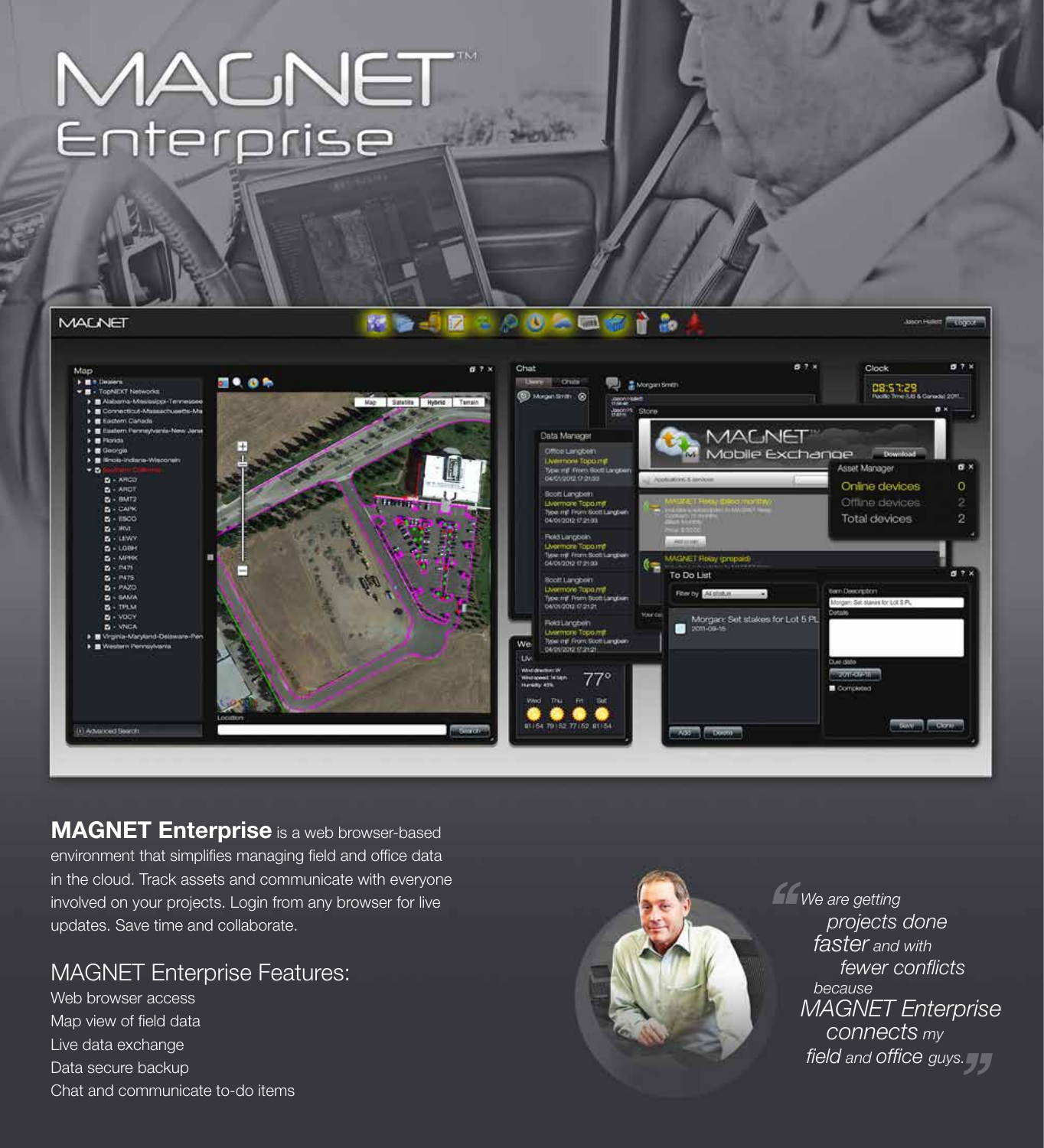# MAGNET™ Enterprise

**MAGNET Enterprise** is a web browser-based environment that simplifies managing field and office data in the cloud. Track assets and communicate with everyone involved on your projects. Login from any browser for live updates. Save time and collaborate.

## MAGNET Enterprise Features:

- Web browser access
- Map view of field data
- Live data exchange
- Data secure backup
- Chat and communicate to-do items

*"We are getting projects done faster and with fewer conflicts because MAGNET Enterprise connects my field and office guys."*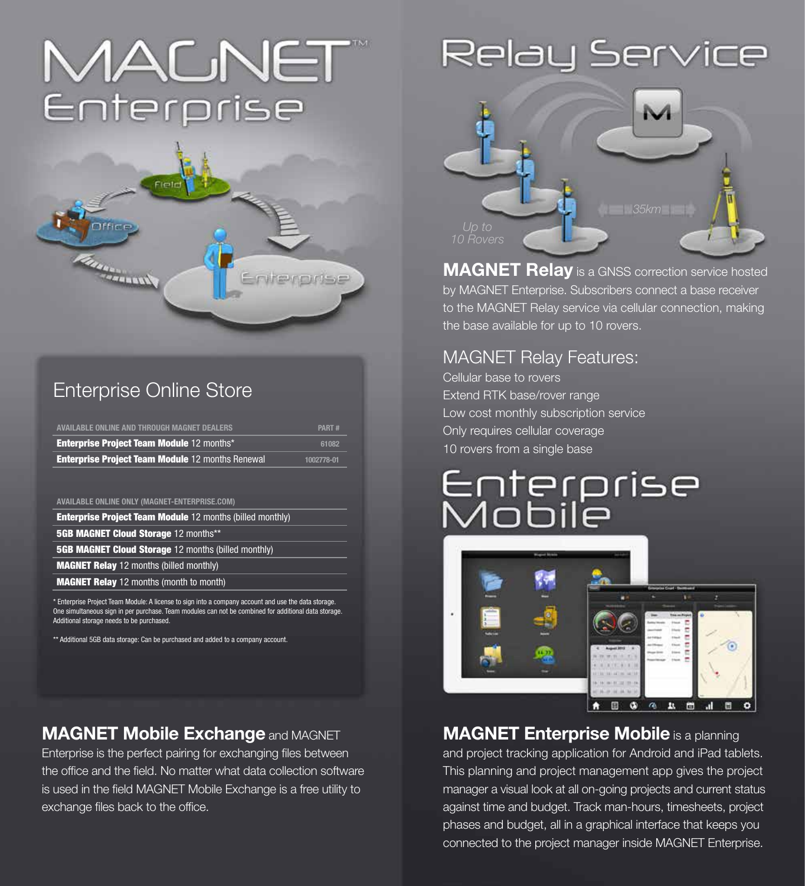# MAGNET™ Enterprise

## Enterprise Online Store

| AVAILABLE ONLINE AND THROUGH MAGNET DEALERS | PART # |
|---|---|
| **Enterprise Project Team Module** 12 months* | 61082 |
| **Enterprise Project Team Module** 12 months Renewal | 1002778-01 |

| AVAILABLE ONLINE ONLY (MAGNET-ENTERPRISE.COM) |
|---|
| **Enterprise Project Team Module** 12 months (billed monthly) |
| **5GB MAGNET Cloud Storage** 12 months** |
| **5GB MAGNET Cloud Storage** 12 months (billed monthly) |
| **MAGNET Relay** 12 months (billed monthly) |
| **MAGNET Relay** 12 months (month to month) |

* Enterprise Project Team Module: A license to sign into a company account and use the data storage. One simultaneous sign in per purchase. Team modules can not be combined for additional data storage. Additional storage needs to be purchased.

** Additional 5GB data storage: Can be purchased and added to a company account.

**MAGNET Mobile Exchange** and MAGNET Enterprise is the perfect pairing for exchanging files between the office and the field. No matter what data collection software is used in the field MAGNET Mobile Exchange is a free utility to exchange files back to the office.

# Relay Service

**MAGNET Relay** is a GNSS correction service hosted by MAGNET Enterprise. Subscribers connect a base receiver to the MAGNET Relay service via cellular connection, making the base available for up to 10 rovers.

## MAGNET Relay Features:

- Cellular base to rovers
- Extend RTK base/rover range
- Low cost monthly subscription service
- Only requires cellular coverage
- 10 rovers from a single base

# Enterprise Mobile

**MAGNET Enterprise Mobile** is a planning and project tracking application for Android and iPad tablets. This planning and project management app gives the project manager a visual look at all on-going projects and current status against time and budget. Track man-hours, timesheets, project phases and budget, all in a graphical interface that keeps you connected to the project manager inside MAGNET Enterprise.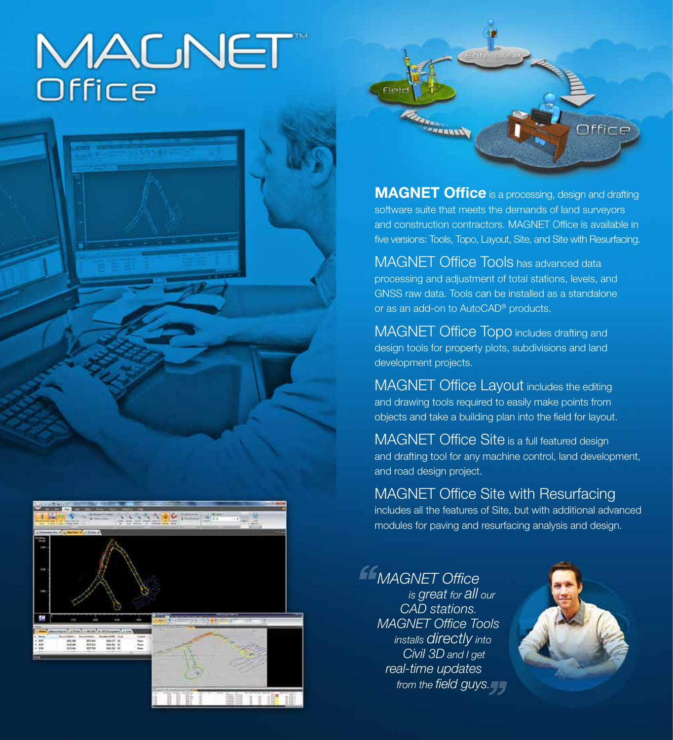# MAGNET™ Office

Field · Enterprise · Office

**MAGNET Office** is a processing, design and drafting software suite that meets the demands of land surveyors and construction contractors. MAGNET Office is available in five versions: Tools, Topo, Layout, Site, and Site with Resurfacing.

**MAGNET Office Tools** has advanced data processing and adjustment of total stations, levels, and GNSS raw data. Tools can be installed as a standalone or as an add-on to AutoCAD® products.

**MAGNET Office Topo** includes drafting and design tools for property plots, subdivisions and land development projects.

**MAGNET Office Layout** includes the editing and drawing tools required to easily make points from objects and take a building plan into the field for layout.

**MAGNET Office Site** is a full featured design and drafting tool for any machine control, land development, and road design project.

**MAGNET Office Site with Resurfacing** includes all the features of Site, but with additional advanced modules for paving and resurfacing analysis and design.

> *"MAGNET Office is great for all our CAD stations. MAGNET Office Tools installs directly into Civil 3D and I get real-time updates from the field guys."*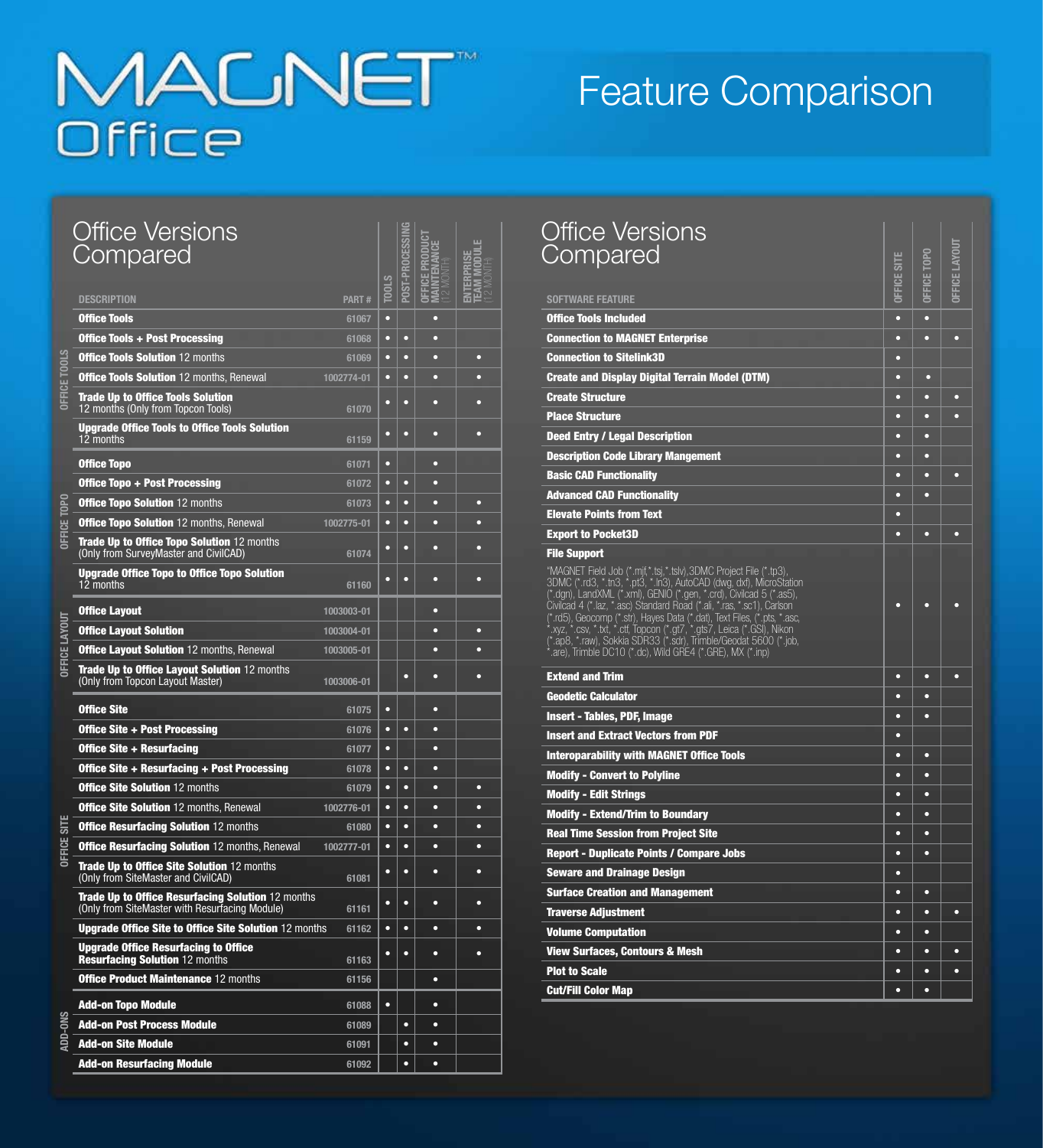# MAGNET™ Office

## Feature Comparison

### Office Versions Compared

| | DESCRIPTION | PART # | TOOLS | POST-PROCESSING | OFFICE PRODUCT MAINTENANCE (12 MONTH) | ENTERPRISE TEAM MODULE (12 MONTH) |
|---|---|---|---|---|---|---|
| OFFICE TOOLS | **Office Tools** | 61067 | • | | • | |
| | **Office Tools + Post Processing** | 61068 | • | • | • | |
| | **Office Tools Solution** 12 months | 61069 | • | • | • | • |
| | **Office Tools Solution** 12 months, Renewal | 1002774-01 | • | • | • | • |
| | **Trade Up to Office Tools Solution** 12 months (Only from Topcon Tools) | 61070 | • | • | • | • |
| | **Upgrade Office Tools to Office Tools Solution** 12 months | 61159 | • | • | • | • |
| OFFICE TOPO | **Office Topo** | 61071 | • | | • | |
| | **Office Topo + Post Processing** | 61072 | • | • | • | |
| | **Office Topo Solution** 12 months | 61073 | • | • | • | • |
| | **Office Topo Solution** 12 months, Renewal | 1002775-01 | • | • | • | • |
| | **Trade Up to Office Topo Solution** 12 months (Only from SurveyMaster and CivilCAD) | 61074 | • | • | • | • |
| | **Upgrade Office Topo to Office Topo Solution** 12 months | 61160 | • | • | • | • |
| OFFICE LAYOUT | **Office Layout** | 1003003-01 | | | • | |
| | **Office Layout Solution** | 1003004-01 | | | • | • |
| | **Office Layout Solution** 12 months, Renewal | 1003005-01 | | | • | • |
| | **Trade Up to Office Layout Solution** 12 months (Only from Topcon Layout Master) | 1003006-01 | | • | • | • |
| OFFICE SITE | **Office Site** | 61075 | • | | • | |
| | **Office Site + Post Processing** | 61076 | • | • | • | |
| | **Office Site + Resurfacing** | 61077 | • | | • | |
| | **Office Site + Resurfacing + Post Processing** | 61078 | • | • | • | |
| | **Office Site Solution** 12 months | 61079 | • | • | • | • |
| | **Office Site Solution** 12 months, Renewal | 1002776-01 | • | • | • | • |
| | **Office Resurfacing Solution** 12 months | 61080 | • | • | • | • |
| | **Office Resurfacing Solution** 12 months, Renewal | 1002777-01 | • | • | • | • |
| | **Trade Up to Office Site Solution** 12 months (Only from SiteMaster and CivilCAD) | 61081 | • | • | • | • |
| | **Trade Up to Office Resurfacing Solution** 12 months (Only from SiteMaster with Resurfacing Module) | 61161 | • | • | • | • |
| | **Upgrade Office Site to Office Site Solution** 12 months | 61162 | • | • | • | • |
| | **Upgrade Office Resurfacing to Office Resurfacing Solution** 12 months | 61163 | • | • | • | • |
| | **Office Product Maintenance** 12 months | 61156 | | | • | |
| ADD-ONS | **Add-on Topo Module** | 61088 | • | | • | |
| | **Add-on Post Process Module** | 61089 | | • | • | |
| | **Add-on Site Module** | 61091 | | • | • | |
| | **Add-on Resurfacing Module** | 61092 | | • | • | |

### Office Versions Compared

| SOFTWARE FEATURE | OFFICE SITE | OFFICE TOPO | OFFICE LAYOUT |
|---|---|---|---|
| **Office Tools Included** | • | • | |
| **Connection to MAGNET Enterprise** | • | • | • |
| **Connection to Sitelink3D** | • | | |
| **Create and Display Digital Terrain Model (DTM)** | • | • | |
| **Create Structure** | • | • | • |
| **Place Structure** | • | • | • |
| **Deed Entry / Legal Description** | • | • | |
| **Description Code Library Mangement** | • | • | |
| **Basic CAD Functionality** | • | • | • |
| **Advanced CAD Functionality** | • | • | |
| **Elevate Points from Text** | • | | |
| **Export to Pocket3D** | • | • | • |
| **File Support** "MAGNET Field Job (*.mjf,*.tsj,*.tslv),3DMC Project File (*.tp3), 3DMC (*.rd3, *.tn3, *.pt3, *.ln3), AutoCAD (dwg, dxf), MicroStation (*.dgn), LandXML (*.xml), GENIO (*.gen, *.crd), Civilcad 5 (*.as5), Civilcad 4 (*.laz, *.asc) Standard Road (*.ali, *.ras, *.sc1), Carlson (*.rd5), Geocomp (*.str), Hayes Data (*.dat), Text Files, (*.pts, *.asc, *.xyz, *.csv, *.txt, *.ctf, Topcon (*.gt7, *.gts7, Leica (*.GSI), Nikon (*.ap8, *.raw), Sokkia SDR33 (*.sdr), Trimble/Geodat 5600 (*.job, *.are), Trimble DC10 (*.dc), Wild GRE4 (*.GRE), MX (*.inp) | • | • | • |
| **Extend and Trim** | • | • | • |
| **Geodetic Calculator** | • | • | |
| **Insert - Tables, PDF, Image** | • | • | |
| **Insert and Extract Vectors from PDF** | • | | |
| **Interoperability with MAGNET Office Tools** | • | • | |
| **Modify - Convert to Polyline** | • | • | |
| **Modify - Edit Strings** | • | • | |
| **Modify - Extend/Trim to Boundary** | • | • | |
| **Real Time Session from Project Site** | • | • | |
| **Report - Duplicate Points / Compare Jobs** | • | • | |
| **Seware and Drainage Design** | • | | |
| **Surface Creation and Management** | • | • | |
| **Traverse Adjustment** | • | • | • |
| **Volume Computation** | • | • | |
| **View Surfaces, Contours & Mesh** | • | • | • |
| **Plot to Scale** | • | • | • |
| **Cut/Fill Color Map** | • | • | |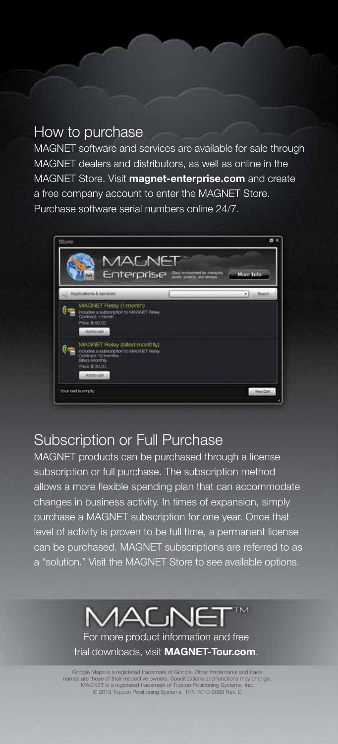## How to purchase

MAGNET software and services are available for sale through MAGNET dealers and distributors, as well as online in the MAGNET Store. Visit **magnet-enterprise.com** and create a free company account to enter the MAGNET Store. Purchase software serial numbers online 24/7.

## Subscription or Full Purchase

MAGNET products can be purchased through a license subscription or full purchase. The subscription method allows a more flexible spending plan that can accommodate changes in business activity. In times of expansion, simply purchase a MAGNET subscription for one year. Once that level of activity is proven to be full time, a permanent license can be purchased. MAGNET subscriptions are referred to as a "solution." Visit the MAGNET Store to see available options.

MAGNET™

For more product information and free trial downloads, visit **MAGNET-Tour.com**.

Google Maps is a registered trademark of Google. Other trademarks and trade names are those of their respective owners. Specifications and functions may change. MAGNET is a registered trademark of Topcon Positioning Systems, Inc. © 2013 Topcon Positioning Systems P/N 7010-2089 Rev. D